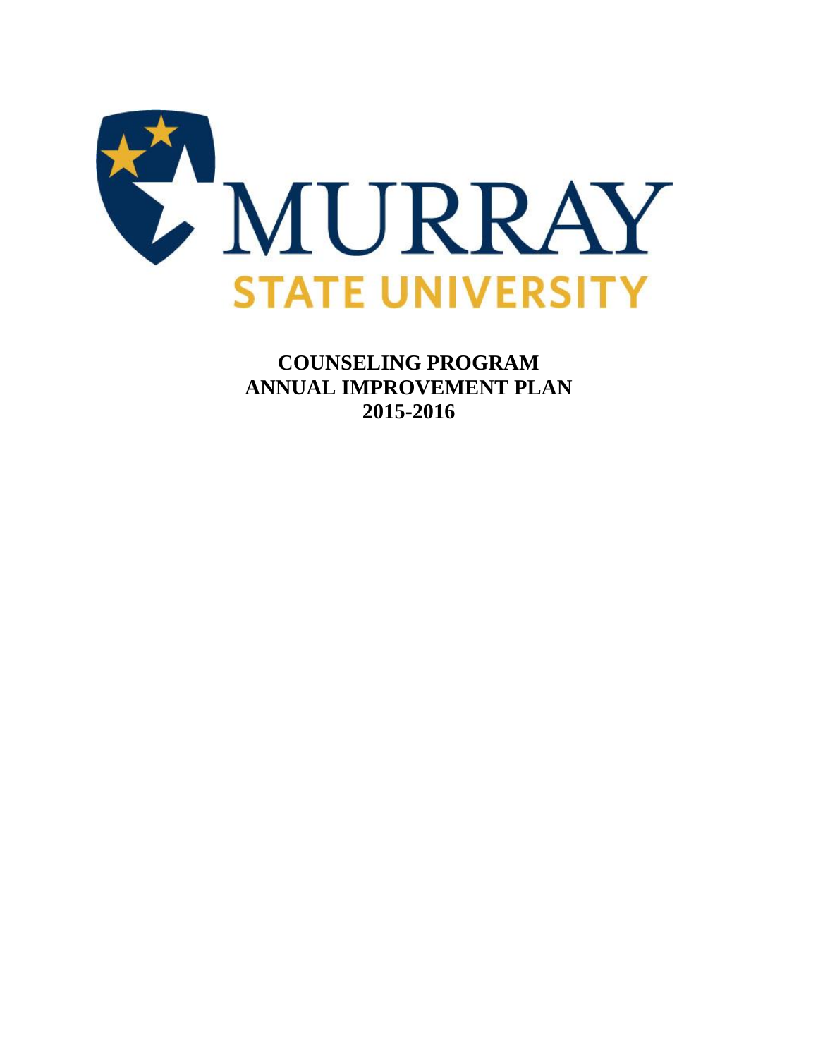MURRAY
STATE UNIVERSITY

**COUNSELING PROGRAM**
**ANNUAL IMPROVEMENT PLAN**
**2015-2016**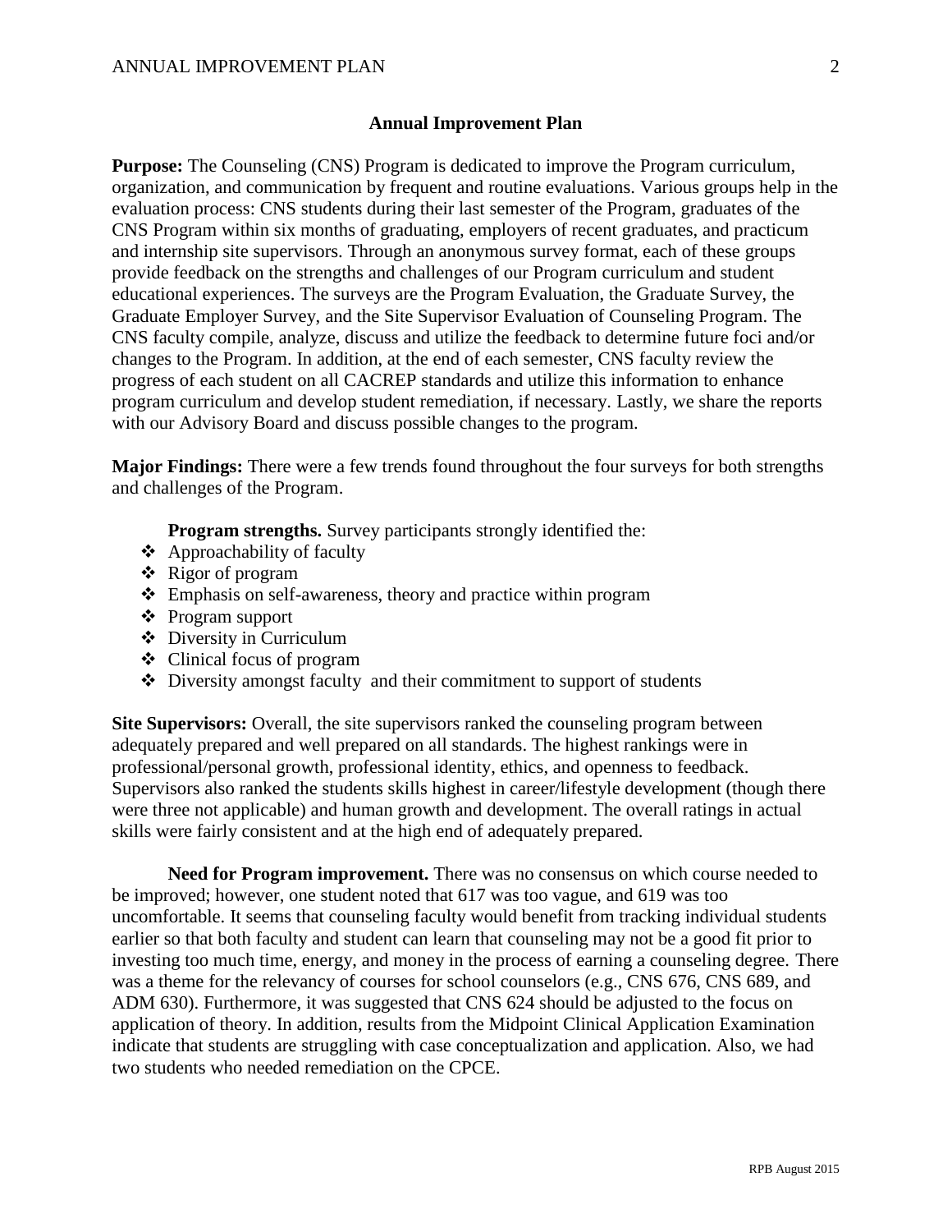## Annual Improvement Plan

**Purpose:** The Counseling (CNS) Program is dedicated to improve the Program curriculum, organization, and communication by frequent and routine evaluations. Various groups help in the evaluation process: CNS students during their last semester of the Program, graduates of the CNS Program within six months of graduating, employers of recent graduates, and practicum and internship site supervisors. Through an anonymous survey format, each of these groups provide feedback on the strengths and challenges of our Program curriculum and student educational experiences. The surveys are the Program Evaluation, the Graduate Survey, the Graduate Employer Survey, and the Site Supervisor Evaluation of Counseling Program. The CNS faculty compile, analyze, discuss and utilize the feedback to determine future foci and/or changes to the Program. In addition, at the end of each semester, CNS faculty review the progress of each student on all CACREP standards and utilize this information to enhance program curriculum and develop student remediation, if necessary. Lastly, we share the reports with our Advisory Board and discuss possible changes to the program.

**Major Findings:** There were a few trends found throughout the four surveys for both strengths and challenges of the Program.

**Program strengths.** Survey participants strongly identified the:

- Approachability of faculty
- Rigor of program
- Emphasis on self-awareness, theory and practice within program
- Program support
- Diversity in Curriculum
- Clinical focus of program
- Diversity amongst faculty and their commitment to support of students

**Site Supervisors:** Overall, the site supervisors ranked the counseling program between adequately prepared and well prepared on all standards. The highest rankings were in professional/personal growth, professional identity, ethics, and openness to feedback. Supervisors also ranked the students skills highest in career/lifestyle development (though there were three not applicable) and human growth and development. The overall ratings in actual skills were fairly consistent and at the high end of adequately prepared.

**Need for Program improvement.** There was no consensus on which course needed to be improved; however, one student noted that 617 was too vague, and 619 was too uncomfortable. It seems that counseling faculty would benefit from tracking individual students earlier so that both faculty and student can learn that counseling may not be a good fit prior to investing too much time, energy, and money in the process of earning a counseling degree. There was a theme for the relevancy of courses for school counselors (e.g., CNS 676, CNS 689, and ADM 630). Furthermore, it was suggested that CNS 624 should be adjusted to the focus on application of theory. In addition, results from the Midpoint Clinical Application Examination indicate that students are struggling with case conceptualization and application. Also, we had two students who needed remediation on the CPCE.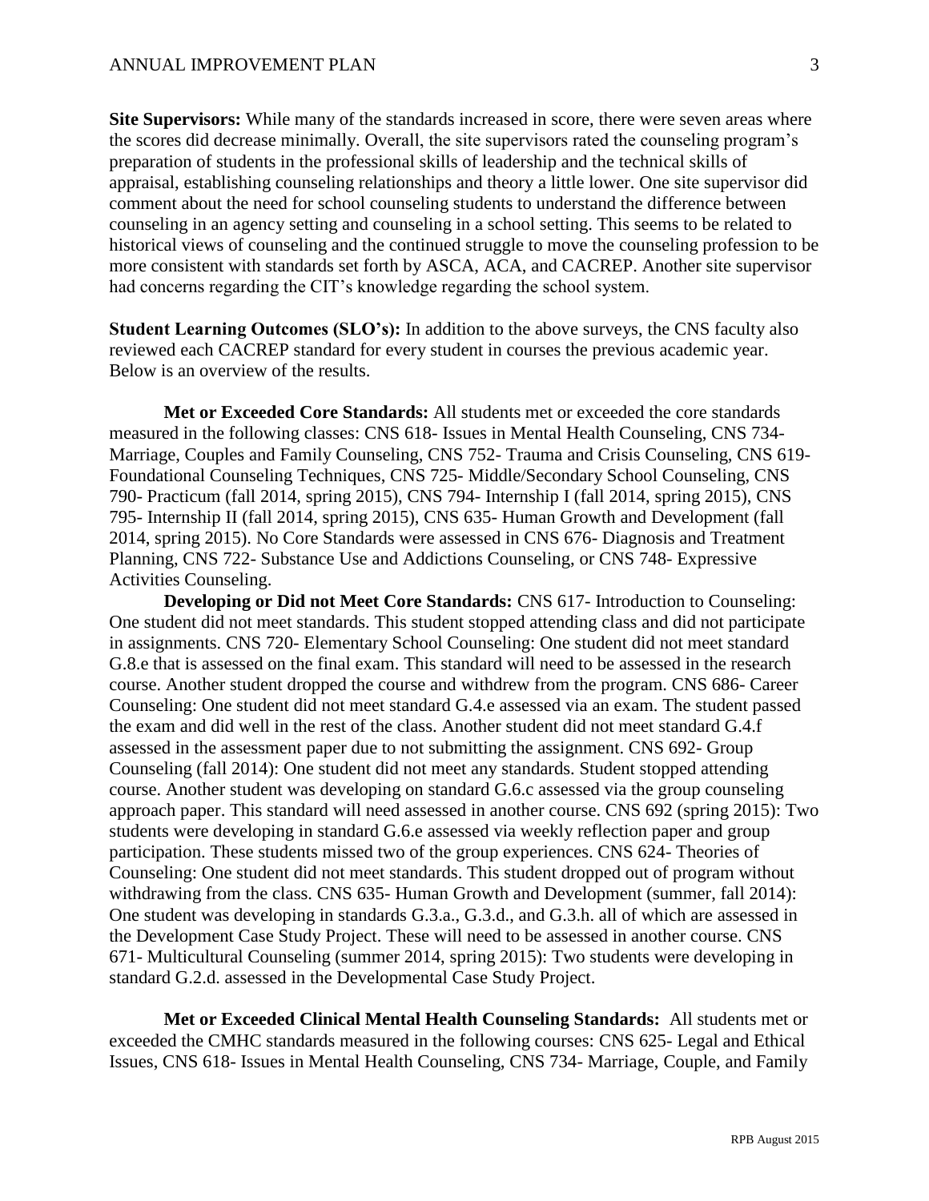**Site Supervisors:** While many of the standards increased in score, there were seven areas where the scores did decrease minimally. Overall, the site supervisors rated the counseling program's preparation of students in the professional skills of leadership and the technical skills of appraisal, establishing counseling relationships and theory a little lower. One site supervisor did comment about the need for school counseling students to understand the difference between counseling in an agency setting and counseling in a school setting. This seems to be related to historical views of counseling and the continued struggle to move the counseling profession to be more consistent with standards set forth by ASCA, ACA, and CACREP. Another site supervisor had concerns regarding the CIT's knowledge regarding the school system.

**Student Learning Outcomes (SLO's):** In addition to the above surveys, the CNS faculty also reviewed each CACREP standard for every student in courses the previous academic year. Below is an overview of the results.

**Met or Exceeded Core Standards:** All students met or exceeded the core standards measured in the following classes: CNS 618- Issues in Mental Health Counseling, CNS 734- Marriage, Couples and Family Counseling, CNS 752- Trauma and Crisis Counseling, CNS 619- Foundational Counseling Techniques, CNS 725- Middle/Secondary School Counseling, CNS 790- Practicum (fall 2014, spring 2015), CNS 794- Internship I (fall 2014, spring 2015), CNS 795- Internship II (fall 2014, spring 2015), CNS 635- Human Growth and Development (fall 2014, spring 2015). No Core Standards were assessed in CNS 676- Diagnosis and Treatment Planning, CNS 722- Substance Use and Addictions Counseling, or CNS 748- Expressive Activities Counseling.

**Developing or Did not Meet Core Standards:** CNS 617- Introduction to Counseling: One student did not meet standards. This student stopped attending class and did not participate in assignments. CNS 720- Elementary School Counseling: One student did not meet standard G.8.e that is assessed on the final exam. This standard will need to be assessed in the research course. Another student dropped the course and withdrew from the program. CNS 686- Career Counseling: One student did not meet standard G.4.e assessed via an exam. The student passed the exam and did well in the rest of the class. Another student did not meet standard G.4.f assessed in the assessment paper due to not submitting the assignment. CNS 692- Group Counseling (fall 2014): One student did not meet any standards. Student stopped attending course. Another student was developing on standard G.6.c assessed via the group counseling approach paper. This standard will need assessed in another course. CNS 692 (spring 2015): Two students were developing in standard G.6.e assessed via weekly reflection paper and group participation. These students missed two of the group experiences. CNS 624- Theories of Counseling: One student did not meet standards. This student dropped out of program without withdrawing from the class. CNS 635- Human Growth and Development (summer, fall 2014): One student was developing in standards G.3.a., G.3.d., and G.3.h. all of which are assessed in the Development Case Study Project. These will need to be assessed in another course. CNS 671- Multicultural Counseling (summer 2014, spring 2015): Two students were developing in standard G.2.d. assessed in the Developmental Case Study Project.

**Met or Exceeded Clinical Mental Health Counseling Standards:** All students met or exceeded the CMHC standards measured in the following courses: CNS 625- Legal and Ethical Issues, CNS 618- Issues in Mental Health Counseling, CNS 734- Marriage, Couple, and Family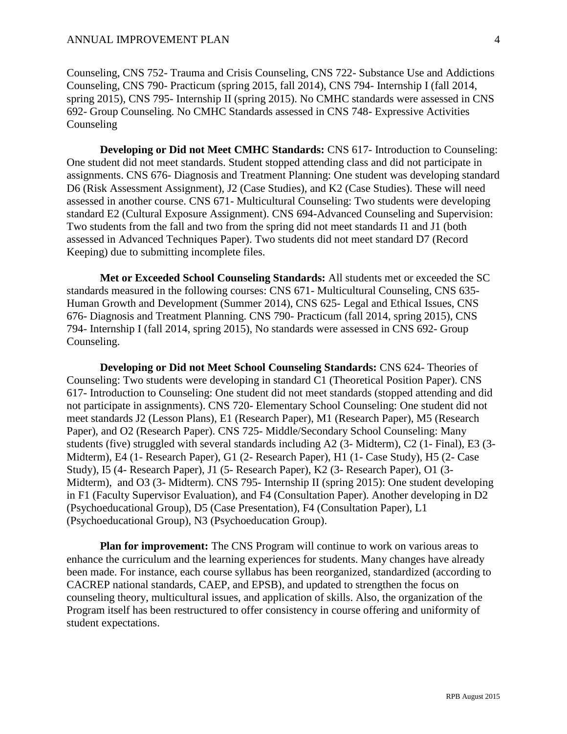Counseling, CNS 752- Trauma and Crisis Counseling, CNS 722- Substance Use and Addictions Counseling, CNS 790- Practicum (spring 2015, fall 2014), CNS 794- Internship I (fall 2014, spring 2015), CNS 795- Internship II (spring 2015). No CMHC standards were assessed in CNS 692- Group Counseling. No CMHC Standards assessed in CNS 748- Expressive Activities Counseling

**Developing or Did not Meet CMHC Standards:** CNS 617- Introduction to Counseling: One student did not meet standards. Student stopped attending class and did not participate in assignments. CNS 676- Diagnosis and Treatment Planning: One student was developing standard D6 (Risk Assessment Assignment), J2 (Case Studies), and K2 (Case Studies). These will need assessed in another course. CNS 671- Multicultural Counseling: Two students were developing standard E2 (Cultural Exposure Assignment). CNS 694-Advanced Counseling and Supervision: Two students from the fall and two from the spring did not meet standards I1 and J1 (both assessed in Advanced Techniques Paper). Two students did not meet standard D7 (Record Keeping) due to submitting incomplete files.

**Met or Exceeded School Counseling Standards:** All students met or exceeded the SC standards measured in the following courses: CNS 671- Multicultural Counseling, CNS 635- Human Growth and Development (Summer 2014), CNS 625- Legal and Ethical Issues, CNS 676- Diagnosis and Treatment Planning. CNS 790- Practicum (fall 2014, spring 2015), CNS 794- Internship I (fall 2014, spring 2015), No standards were assessed in CNS 692- Group Counseling.

**Developing or Did not Meet School Counseling Standards:** CNS 624- Theories of Counseling: Two students were developing in standard C1 (Theoretical Position Paper). CNS 617- Introduction to Counseling: One student did not meet standards (stopped attending and did not participate in assignments). CNS 720- Elementary School Counseling: One student did not meet standards J2 (Lesson Plans), E1 (Research Paper), M1 (Research Paper), M5 (Research Paper), and O2 (Research Paper). CNS 725- Middle/Secondary School Counseling: Many students (five) struggled with several standards including A2 (3- Midterm), C2 (1- Final), E3 (3- Midterm), E4 (1- Research Paper), G1 (2- Research Paper), H1 (1- Case Study), H5 (2- Case Study), I5 (4- Research Paper), J1 (5- Research Paper), K2 (3- Research Paper), O1 (3- Midterm), and O3 (3- Midterm). CNS 795- Internship II (spring 2015): One student developing in F1 (Faculty Supervisor Evaluation), and F4 (Consultation Paper). Another developing in D2 (Psychoeducational Group), D5 (Case Presentation), F4 (Consultation Paper), L1 (Psychoeducational Group), N3 (Psychoeducation Group).

**Plan for improvement:** The CNS Program will continue to work on various areas to enhance the curriculum and the learning experiences for students. Many changes have already been made. For instance, each course syllabus has been reorganized, standardized (according to CACREP national standards, CAEP, and EPSB), and updated to strengthen the focus on counseling theory, multicultural issues, and application of skills. Also, the organization of the Program itself has been restructured to offer consistency in course offering and uniformity of student expectations.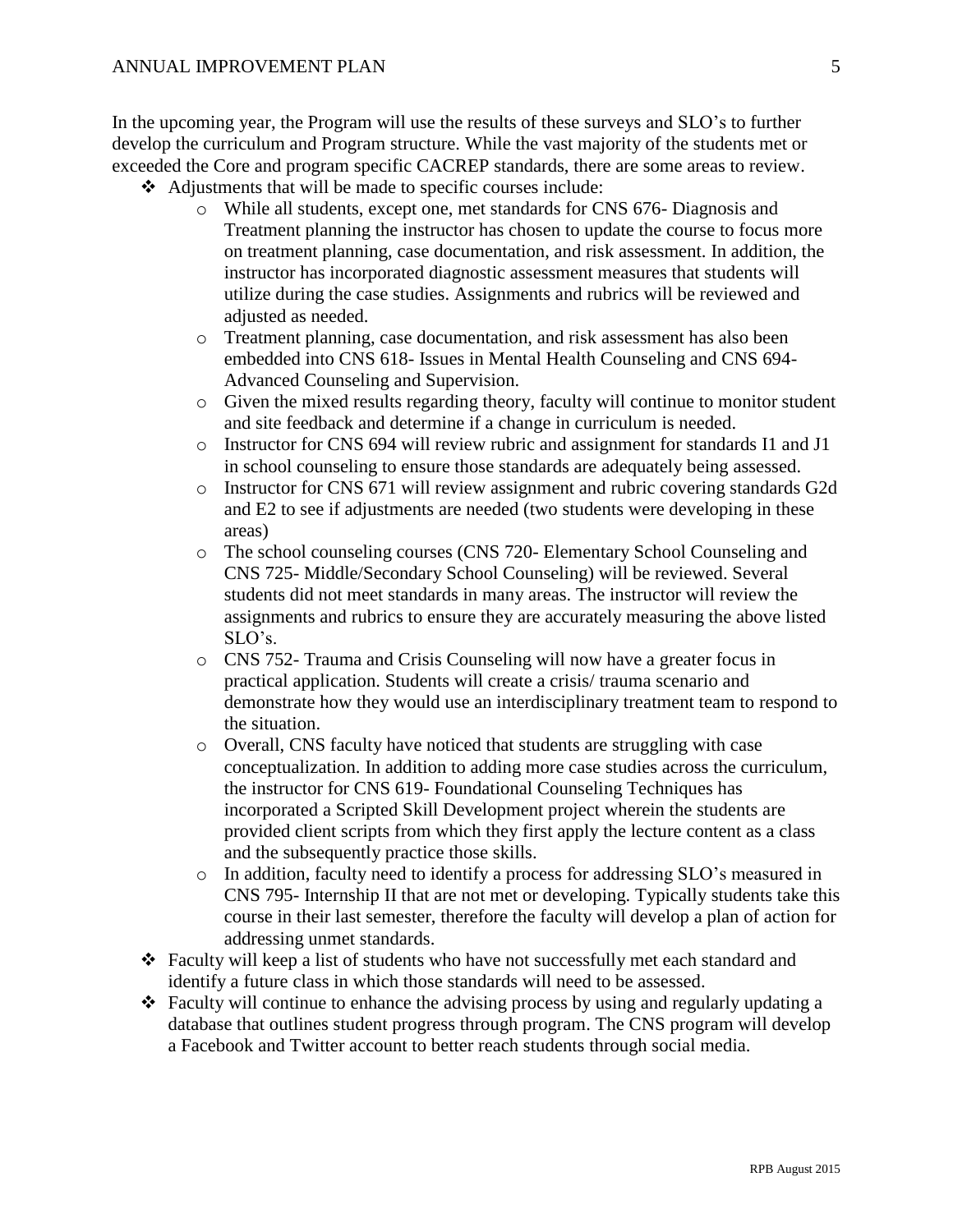In the upcoming year, the Program will use the results of these surveys and SLO's to further develop the curriculum and Program structure. While the vast majority of the students met or exceeded the Core and program specific CACREP standards, there are some areas to review.

- Adjustments that will be made to specific courses include:
  - While all students, except one, met standards for CNS 676- Diagnosis and Treatment planning the instructor has chosen to update the course to focus more on treatment planning, case documentation, and risk assessment. In addition, the instructor has incorporated diagnostic assessment measures that students will utilize during the case studies. Assignments and rubrics will be reviewed and adjusted as needed.
  - Treatment planning, case documentation, and risk assessment has also been embedded into CNS 618- Issues in Mental Health Counseling and CNS 694- Advanced Counseling and Supervision.
  - Given the mixed results regarding theory, faculty will continue to monitor student and site feedback and determine if a change in curriculum is needed.
  - Instructor for CNS 694 will review rubric and assignment for standards I1 and J1 in school counseling to ensure those standards are adequately being assessed.
  - Instructor for CNS 671 will review assignment and rubric covering standards G2d and E2 to see if adjustments are needed (two students were developing in these areas)
  - The school counseling courses (CNS 720- Elementary School Counseling and CNS 725- Middle/Secondary School Counseling) will be reviewed. Several students did not meet standards in many areas. The instructor will review the assignments and rubrics to ensure they are accurately measuring the above listed SLO's.
  - CNS 752- Trauma and Crisis Counseling will now have a greater focus in practical application. Students will create a crisis/ trauma scenario and demonstrate how they would use an interdisciplinary treatment team to respond to the situation.
  - Overall, CNS faculty have noticed that students are struggling with case conceptualization. In addition to adding more case studies across the curriculum, the instructor for CNS 619- Foundational Counseling Techniques has incorporated a Scripted Skill Development project wherein the students are provided client scripts from which they first apply the lecture content as a class and the subsequently practice those skills.
  - In addition, faculty need to identify a process for addressing SLO's measured in CNS 795- Internship II that are not met or developing. Typically students take this course in their last semester, therefore the faculty will develop a plan of action for addressing unmet standards.
- Faculty will keep a list of students who have not successfully met each standard and identify a future class in which those standards will need to be assessed.
- Faculty will continue to enhance the advising process by using and regularly updating a database that outlines student progress through program. The CNS program will develop a Facebook and Twitter account to better reach students through social media.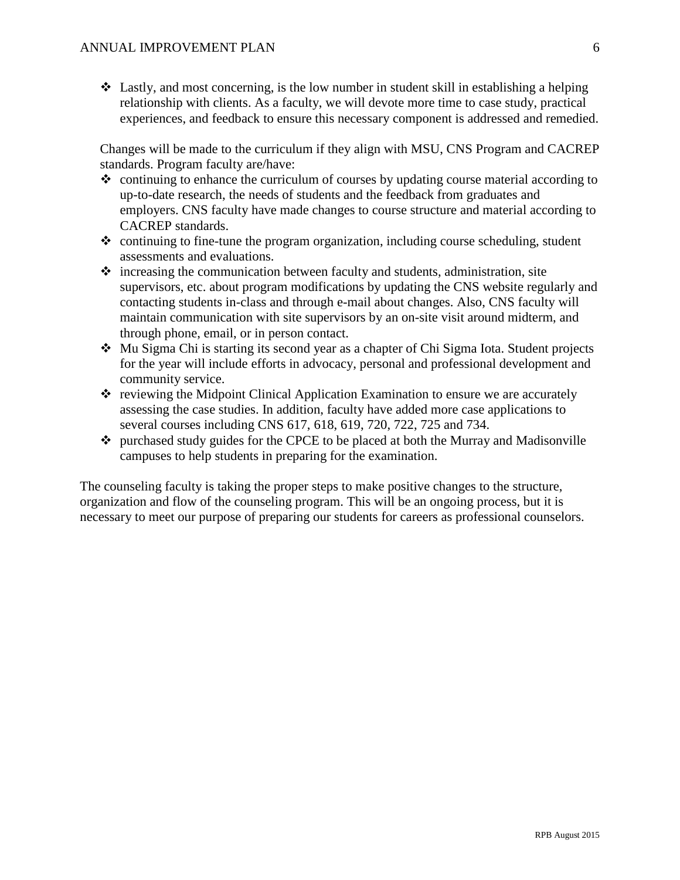- Lastly, and most concerning, is the low number in student skill in establishing a helping relationship with clients. As a faculty, we will devote more time to case study, practical experiences, and feedback to ensure this necessary component is addressed and remedied.

Changes will be made to the curriculum if they align with MSU, CNS Program and CACREP standards. Program faculty are/have:

- continuing to enhance the curriculum of courses by updating course material according to up-to-date research, the needs of students and the feedback from graduates and employers. CNS faculty have made changes to course structure and material according to CACREP standards.
- continuing to fine-tune the program organization, including course scheduling, student assessments and evaluations.
- increasing the communication between faculty and students, administration, site supervisors, etc. about program modifications by updating the CNS website regularly and contacting students in-class and through e-mail about changes. Also, CNS faculty will maintain communication with site supervisors by an on-site visit around midterm, and through phone, email, or in person contact.
- Mu Sigma Chi is starting its second year as a chapter of Chi Sigma Iota. Student projects for the year will include efforts in advocacy, personal and professional development and community service.
- reviewing the Midpoint Clinical Application Examination to ensure we are accurately assessing the case studies. In addition, faculty have added more case applications to several courses including CNS 617, 618, 619, 720, 722, 725 and 734.
- purchased study guides for the CPCE to be placed at both the Murray and Madisonville campuses to help students in preparing for the examination.

The counseling faculty is taking the proper steps to make positive changes to the structure, organization and flow of the counseling program. This will be an ongoing process, but it is necessary to meet our purpose of preparing our students for careers as professional counselors.